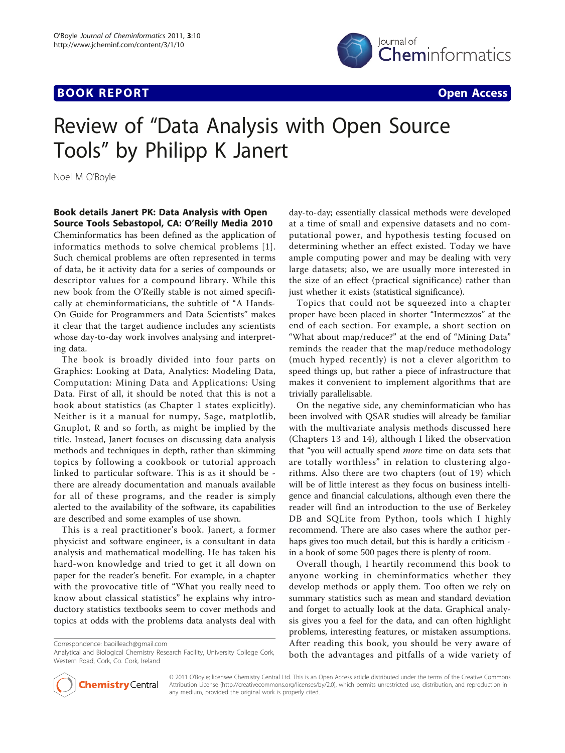**BOOK REPORT** **Open Access**

# Review of "Data Analysis with Open Source Tools" by Philipp K Janert

Noel M O'Boyle

**Book details Janert PK: Data Analysis with Open Source Tools Sebastopol, CA: O'Reilly Media 2010**

Cheminformatics has been defined as the application of informatics methods to solve chemical problems [1]. Such chemical problems are often represented in terms of data, be it activity data for a series of compounds or descriptor values for a compound library. While this new book from the O'Reilly stable is not aimed specifically at cheminformaticians, the subtitle of "A Hands-On Guide for Programmers and Data Scientists" makes it clear that the target audience includes any scientists whose day-to-day work involves analysing and interpreting data.

The book is broadly divided into four parts on Graphics: Looking at Data, Analytics: Modeling Data, Computation: Mining Data and Applications: Using Data. First of all, it should be noted that this is not a book about statistics (as Chapter 1 states explicitly). Neither is it a manual for numpy, Sage, matplotlib, Gnuplot, R and so forth, as might be implied by the title. Instead, Janert focuses on discussing data analysis methods and techniques in depth, rather than skimming topics by following a cookbook or tutorial approach linked to particular software. This is as it should be - there are already documentation and manuals available for all of these programs, and the reader is simply alerted to the availability of the software, its capabilities are described and some examples of use shown.

This is a real practitioner's book. Janert, a former physicist and software engineer, is a consultant in data analysis and mathematical modelling. He has taken his hard-won knowledge and tried to get it all down on paper for the reader's benefit. For example, in a chapter with the provocative title of "What you really need to know about classical statistics" he explains why introductory statistics textbooks seem to cover methods and topics at odds with the problems data analysts deal with day-to-day; essentially classical methods were developed at a time of small and expensive datasets and no computational power, and hypothesis testing focused on determining whether an effect existed. Today we have ample computing power and may be dealing with very large datasets; also, we are usually more interested in the size of an effect (practical significance) rather than just whether it exists (statistical significance).

Topics that could not be squeezed into a chapter proper have been placed in shorter "Intermezzos" at the end of each section. For example, a short section on "What about map/reduce?" at the end of "Mining Data" reminds the reader that the map/reduce methodology (much hyped recently) is not a clever algorithm to speed things up, but rather a piece of infrastructure that makes it convenient to implement algorithms that are trivially parallelisable.

On the negative side, any cheminformatician who has been involved with QSAR studies will already be familiar with the multivariate analysis methods discussed here (Chapters 13 and 14), although I liked the observation that "you will actually spend *more* time on data sets that are totally worthless" in relation to clustering algorithms. Also there are two chapters (out of 19) which will be of little interest as they focus on business intelligence and financial calculations, although even there the reader will find an introduction to the use of Berkeley DB and SQLite from Python, tools which I highly recommend. There are also cases where the author perhaps gives too much detail, but this is hardly a criticism - in a book of some 500 pages there is plenty of room.

Overall though, I heartily recommend this book to anyone working in cheminformatics whether they develop methods or apply them. Too often we rely on summary statistics such as mean and standard deviation and forget to actually look at the data. Graphical analysis gives you a feel for the data, and can often highlight problems, interesting features, or mistaken assumptions. After reading this book, you should be very aware of both the advantages and pitfalls of a wide variety of

Correspondence: baoilleach@gmail.com
Analytical and Biological Chemistry Research Facility, University College Cork, Western Road, Cork, Co. Cork, Ireland

© 2011 O'Boyle; licensee Chemistry Central Ltd. This is an Open Access article distributed under the terms of the Creative Commons Attribution License (http://creativecommons.org/licenses/by/2.0), which permits unrestricted use, distribution, and reproduction in any medium, provided the original work is properly cited.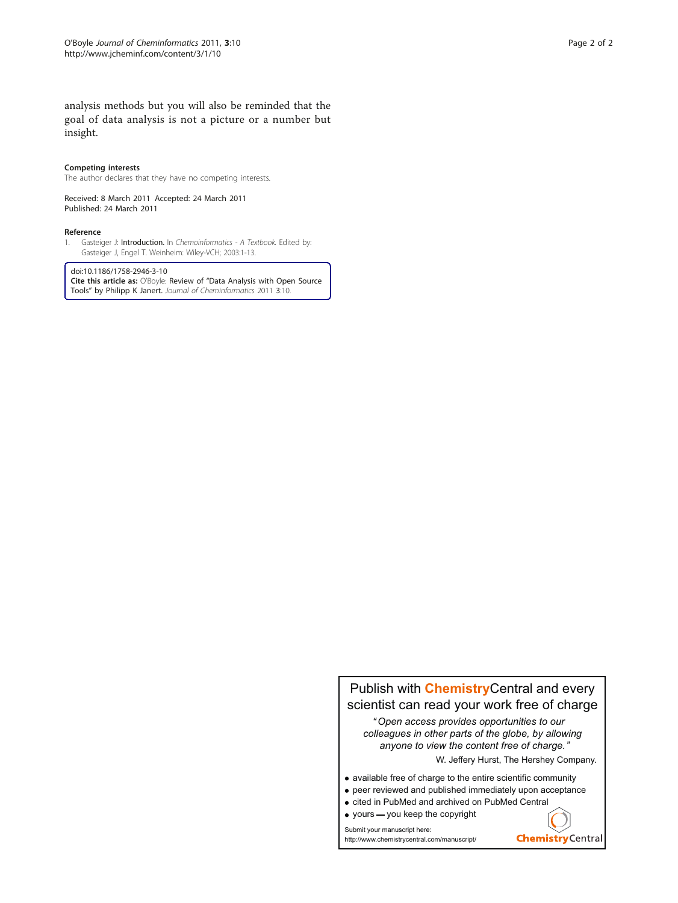analysis methods but you will also be reminded that the goal of data analysis is not a picture or a number but insight.

### Competing interests

The author declares that they have no competing interests.

Received: 8 March 2011 Accepted: 24 March 2011
Published: 24 March 2011

### Reference

1. Gasteiger J: **Introduction.** In *Chemoinformatics - A Textbook.* Edited by: Gasteiger J, Engel T. Weinheim: Wiley-VCH; 2003:1-13.

doi:10.1186/1758-2946-3-10
**Cite this article as:** O'Boyle: Review of "Data Analysis with Open Source Tools" by Philipp K Janert. *Journal of Cheminformatics* 2011 **3**:10.

Publish with **Chemistry**Central and every scientist can read your work free of charge

"*Open access provides opportunities to our colleagues in other parts of the globe, by allowing anyone to view the content free of charge.*"

W. Jeffery Hurst, The Hershey Company.

- available free of charge to the entire scientific community
- peer reviewed and published immediately upon acceptance
- cited in PubMed and archived on PubMed Central
- yours — you keep the copyright

Submit your manuscript here:
http://www.chemistrycentral.com/manuscript/

**Chemistry**Central